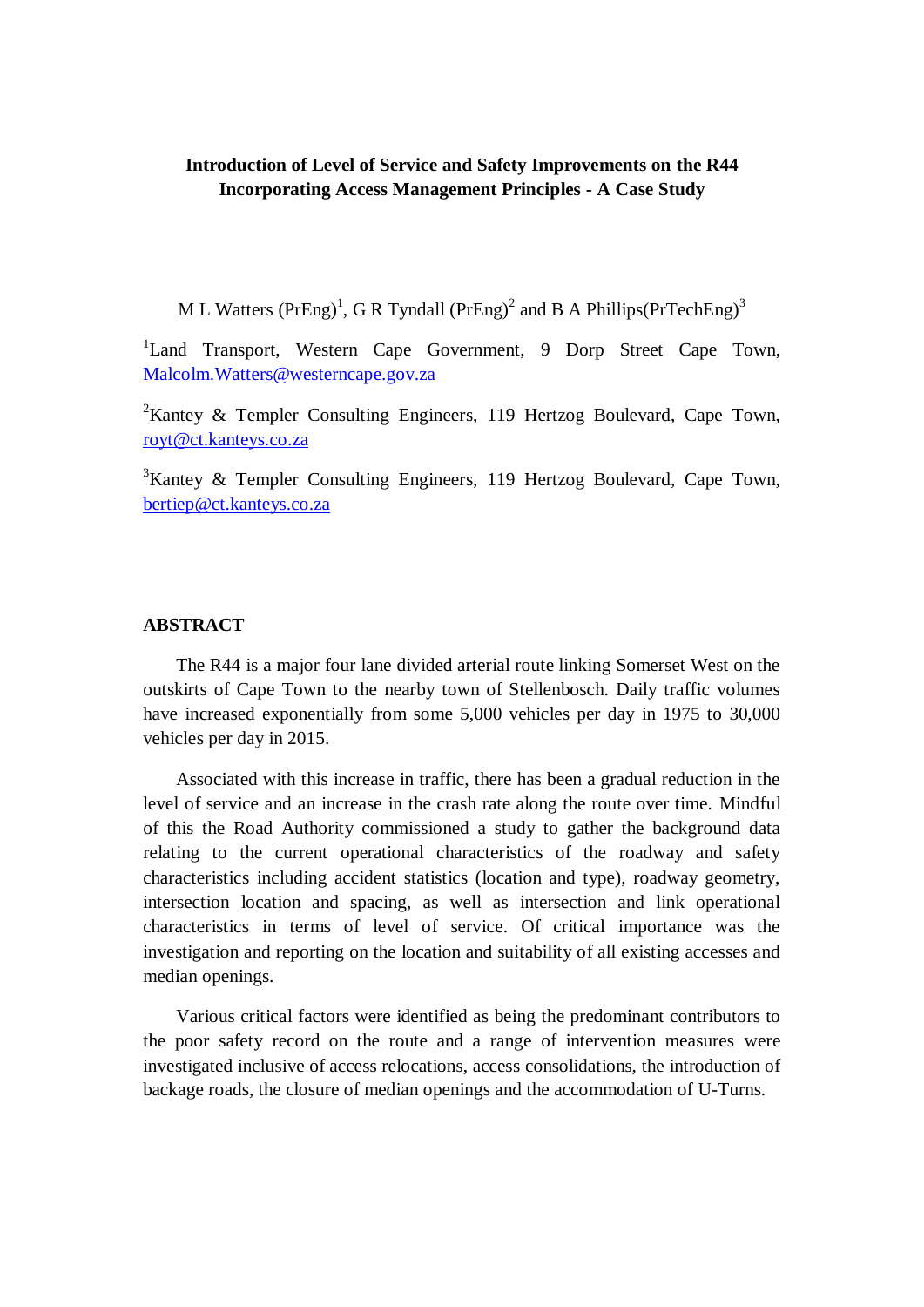# Introduction of Level of Service and Safety Improvements on the R44 Incorporating Access Management Principles - A Case Study

M L Watters (PrEng)[1], G R Tyndall (PrEng)[2] and B A Phillips(PrTechEng)[3]

[1]Land Transport, Western Cape Government, 9 Dorp Street Cape Town, Malcolm.Watters@westerncape.gov.za

[2]Kantey & Templer Consulting Engineers, 119 Hertzog Boulevard, Cape Town, royt@ct.kanteys.co.za

[3]Kantey & Templer Consulting Engineers, 119 Hertzog Boulevard, Cape Town, bertiep@ct.kanteys.co.za

## ABSTRACT

The R44 is a major four lane divided arterial route linking Somerset West on the outskirts of Cape Town to the nearby town of Stellenbosch. Daily traffic volumes have increased exponentially from some 5,000 vehicles per day in 1975 to 30,000 vehicles per day in 2015.

Associated with this increase in traffic, there has been a gradual reduction in the level of service and an increase in the crash rate along the route over time. Mindful of this the Road Authority commissioned a study to gather the background data relating to the current operational characteristics of the roadway and safety characteristics including accident statistics (location and type), roadway geometry, intersection location and spacing, as well as intersection and link operational characteristics in terms of level of service. Of critical importance was the investigation and reporting on the location and suitability of all existing accesses and median openings.

Various critical factors were identified as being the predominant contributors to the poor safety record on the route and a range of intervention measures were investigated inclusive of access relocations, access consolidations, the introduction of backage roads, the closure of median openings and the accommodation of U-Turns.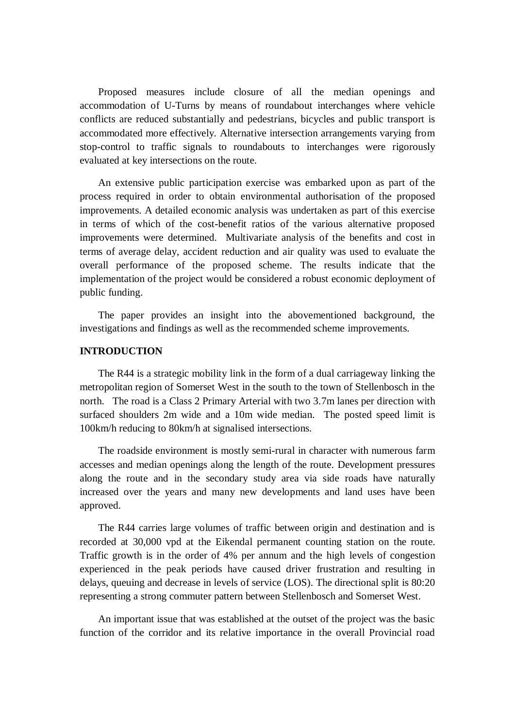Proposed measures include closure of all the median openings and accommodation of U-Turns by means of roundabout interchanges where vehicle conflicts are reduced substantially and pedestrians, bicycles and public transport is accommodated more effectively. Alternative intersection arrangements varying from stop-control to traffic signals to roundabouts to interchanges were rigorously evaluated at key intersections on the route.

An extensive public participation exercise was embarked upon as part of the process required in order to obtain environmental authorisation of the proposed improvements. A detailed economic analysis was undertaken as part of this exercise in terms of which of the cost-benefit ratios of the various alternative proposed improvements were determined. Multivariate analysis of the benefits and cost in terms of average delay, accident reduction and air quality was used to evaluate the overall performance of the proposed scheme. The results indicate that the implementation of the project would be considered a robust economic deployment of public funding.

The paper provides an insight into the abovementioned background, the investigations and findings as well as the recommended scheme improvements.

**INTRODUCTION**

The R44 is a strategic mobility link in the form of a dual carriageway linking the metropolitan region of Somerset West in the south to the town of Stellenbosch in the north. The road is a Class 2 Primary Arterial with two 3.7m lanes per direction with surfaced shoulders 2m wide and a 10m wide median. The posted speed limit is 100km/h reducing to 80km/h at signalised intersections.

The roadside environment is mostly semi-rural in character with numerous farm accesses and median openings along the length of the route. Development pressures along the route and in the secondary study area via side roads have naturally increased over the years and many new developments and land uses have been approved.

The R44 carries large volumes of traffic between origin and destination and is recorded at 30,000 vpd at the Eikendal permanent counting station on the route. Traffic growth is in the order of 4% per annum and the high levels of congestion experienced in the peak periods have caused driver frustration and resulting in delays, queuing and decrease in levels of service (LOS). The directional split is 80:20 representing a strong commuter pattern between Stellenbosch and Somerset West.

An important issue that was established at the outset of the project was the basic function of the corridor and its relative importance in the overall Provincial road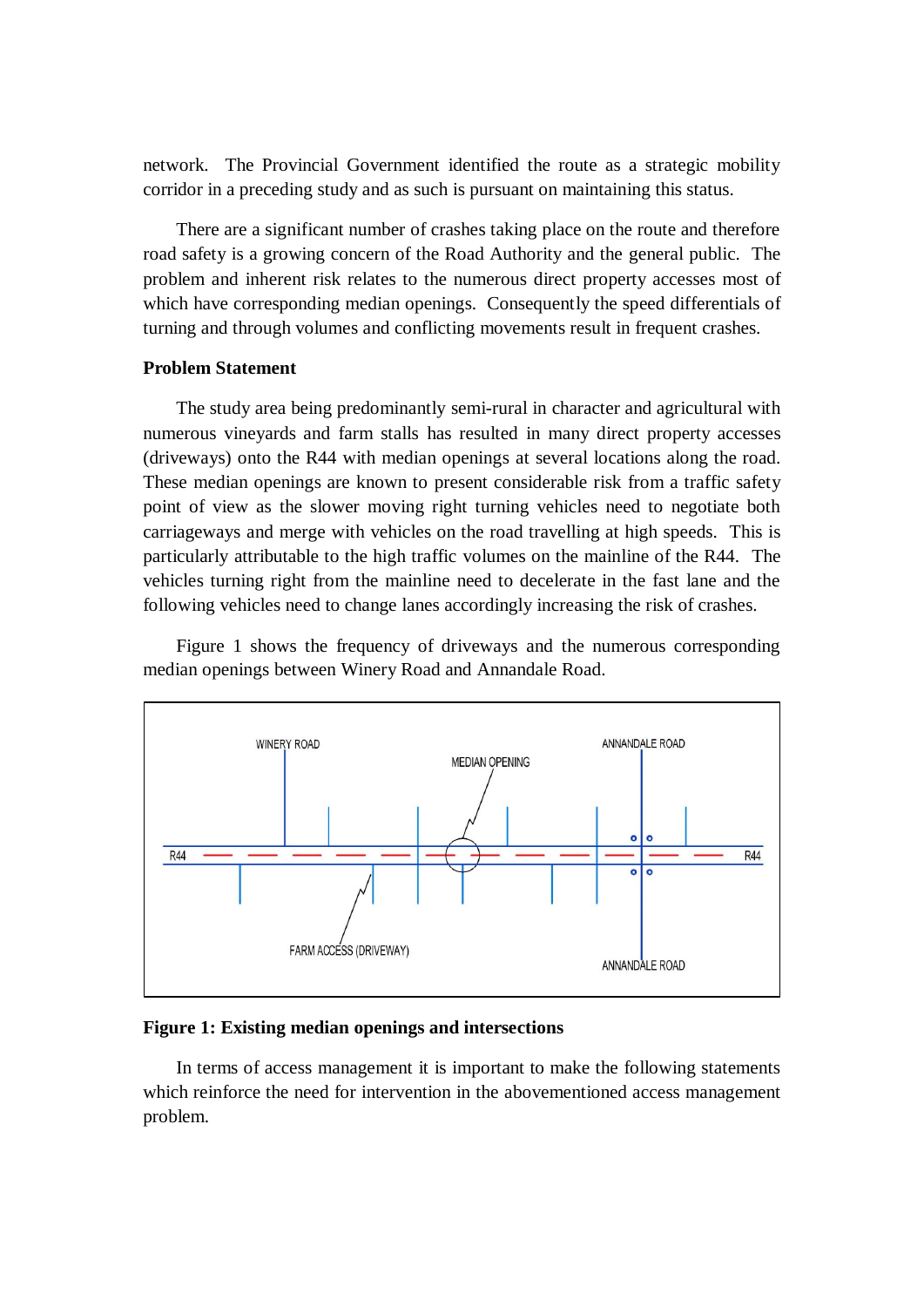network. The Provincial Government identified the route as a strategic mobility corridor in a preceding study and as such is pursuant on maintaining this status.

There are a significant number of crashes taking place on the route and therefore road safety is a growing concern of the Road Authority and the general public. The problem and inherent risk relates to the numerous direct property accesses most of which have corresponding median openings. Consequently the speed differentials of turning and through volumes and conflicting movements result in frequent crashes.

**Problem Statement**

The study area being predominantly semi-rural in character and agricultural with numerous vineyards and farm stalls has resulted in many direct property accesses (driveways) onto the R44 with median openings at several locations along the road. These median openings are known to present considerable risk from a traffic safety point of view as the slower moving right turning vehicles need to negotiate both carriageways and merge with vehicles on the road travelling at high speeds. This is particularly attributable to the high traffic volumes on the mainline of the R44. The vehicles turning right from the mainline need to decelerate in the fast lane and the following vehicles need to change lanes accordingly increasing the risk of crashes.

Figure 1 shows the frequency of driveways and the numerous corresponding median openings between Winery Road and Annandale Road.

**Figure 1: Existing median openings and intersections**

In terms of access management it is important to make the following statements which reinforce the need for intervention in the abovementioned access management problem.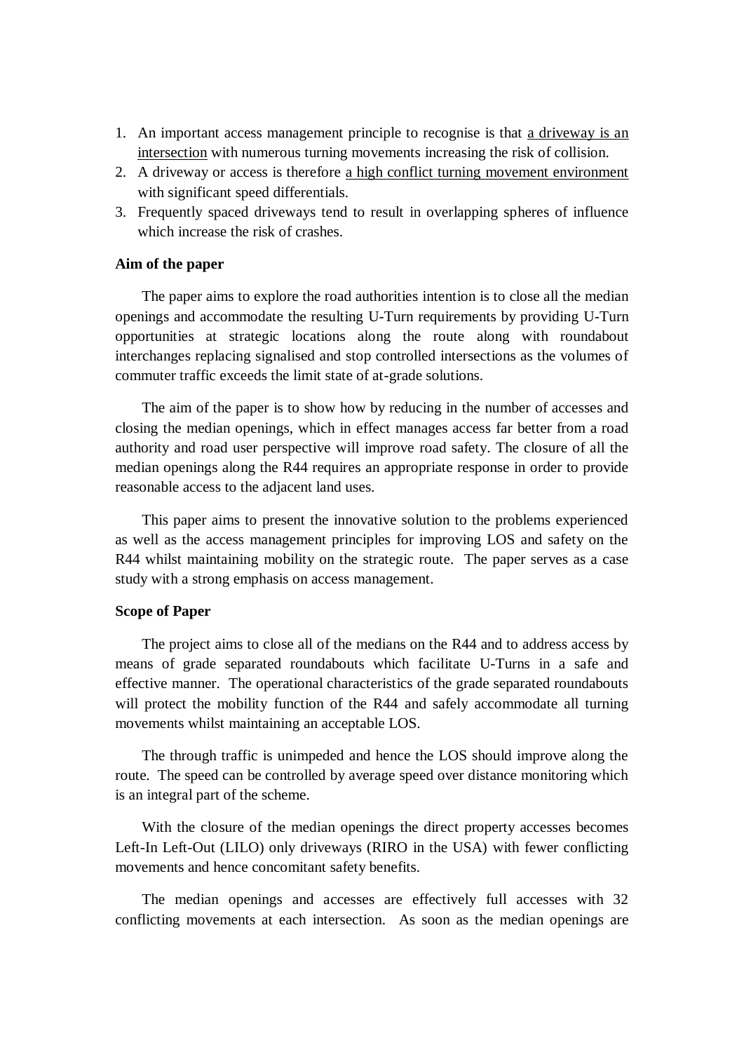1. An important access management principle to recognise is that <u>a driveway is an intersection</u> with numerous turning movements increasing the risk of collision.
2. A driveway or access is therefore <u>a high conflict turning movement environment</u> with significant speed differentials.
3. Frequently spaced driveways tend to result in overlapping spheres of influence which increase the risk of crashes.

**Aim of the paper**

The paper aims to explore the road authorities intention is to close all the median openings and accommodate the resulting U-Turn requirements by providing U-Turn opportunities at strategic locations along the route along with roundabout interchanges replacing signalised and stop controlled intersections as the volumes of commuter traffic exceeds the limit state of at-grade solutions.

The aim of the paper is to show how by reducing in the number of accesses and closing the median openings, which in effect manages access far better from a road authority and road user perspective will improve road safety. The closure of all the median openings along the R44 requires an appropriate response in order to provide reasonable access to the adjacent land uses.

This paper aims to present the innovative solution to the problems experienced as well as the access management principles for improving LOS and safety on the R44 whilst maintaining mobility on the strategic route. The paper serves as a case study with a strong emphasis on access management.

**Scope of Paper**

The project aims to close all of the medians on the R44 and to address access by means of grade separated roundabouts which facilitate U-Turns in a safe and effective manner. The operational characteristics of the grade separated roundabouts will protect the mobility function of the R44 and safely accommodate all turning movements whilst maintaining an acceptable LOS.

The through traffic is unimpeded and hence the LOS should improve along the route. The speed can be controlled by average speed over distance monitoring which is an integral part of the scheme.

With the closure of the median openings the direct property accesses becomes Left-In Left-Out (LILO) only driveways (RIRO in the USA) with fewer conflicting movements and hence concomitant safety benefits.

The median openings and accesses are effectively full accesses with 32 conflicting movements at each intersection. As soon as the median openings are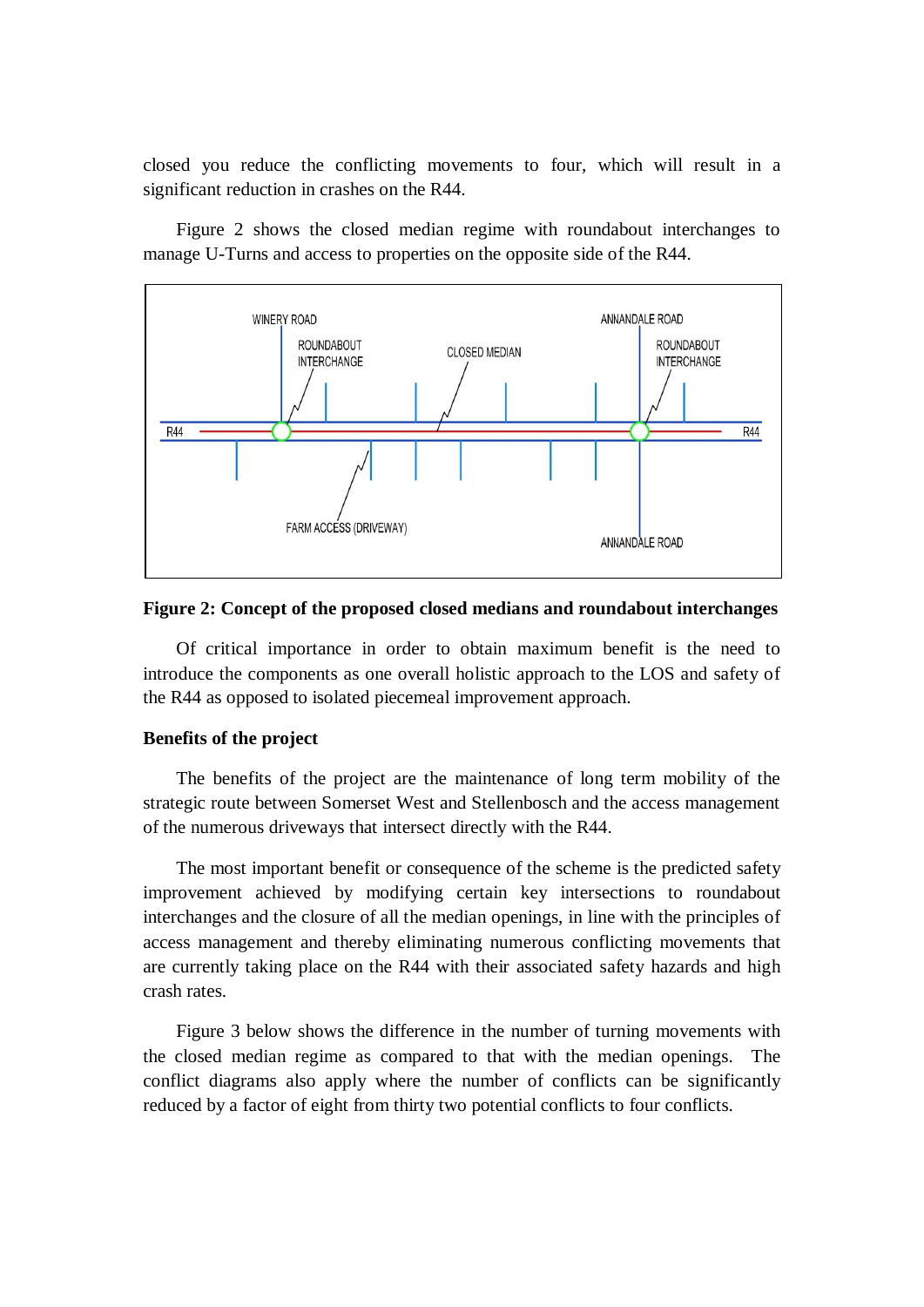closed you reduce the conflicting movements to four, which will result in a significant reduction in crashes on the R44.

Figure 2 shows the closed median regime with roundabout interchanges to manage U-Turns and access to properties on the opposite side of the R44.

**Figure 2: Concept of the proposed closed medians and roundabout interchanges**

Of critical importance in order to obtain maximum benefit is the need to introduce the components as one overall holistic approach to the LOS and safety of the R44 as opposed to isolated piecemeal improvement approach.

**Benefits of the project**

The benefits of the project are the maintenance of long term mobility of the strategic route between Somerset West and Stellenbosch and the access management of the numerous driveways that intersect directly with the R44.

The most important benefit or consequence of the scheme is the predicted safety improvement achieved by modifying certain key intersections to roundabout interchanges and the closure of all the median openings, in line with the principles of access management and thereby eliminating numerous conflicting movements that are currently taking place on the R44 with their associated safety hazards and high crash rates.

Figure 3 below shows the difference in the number of turning movements with the closed median regime as compared to that with the median openings. The conflict diagrams also apply where the number of conflicts can be significantly reduced by a factor of eight from thirty two potential conflicts to four conflicts.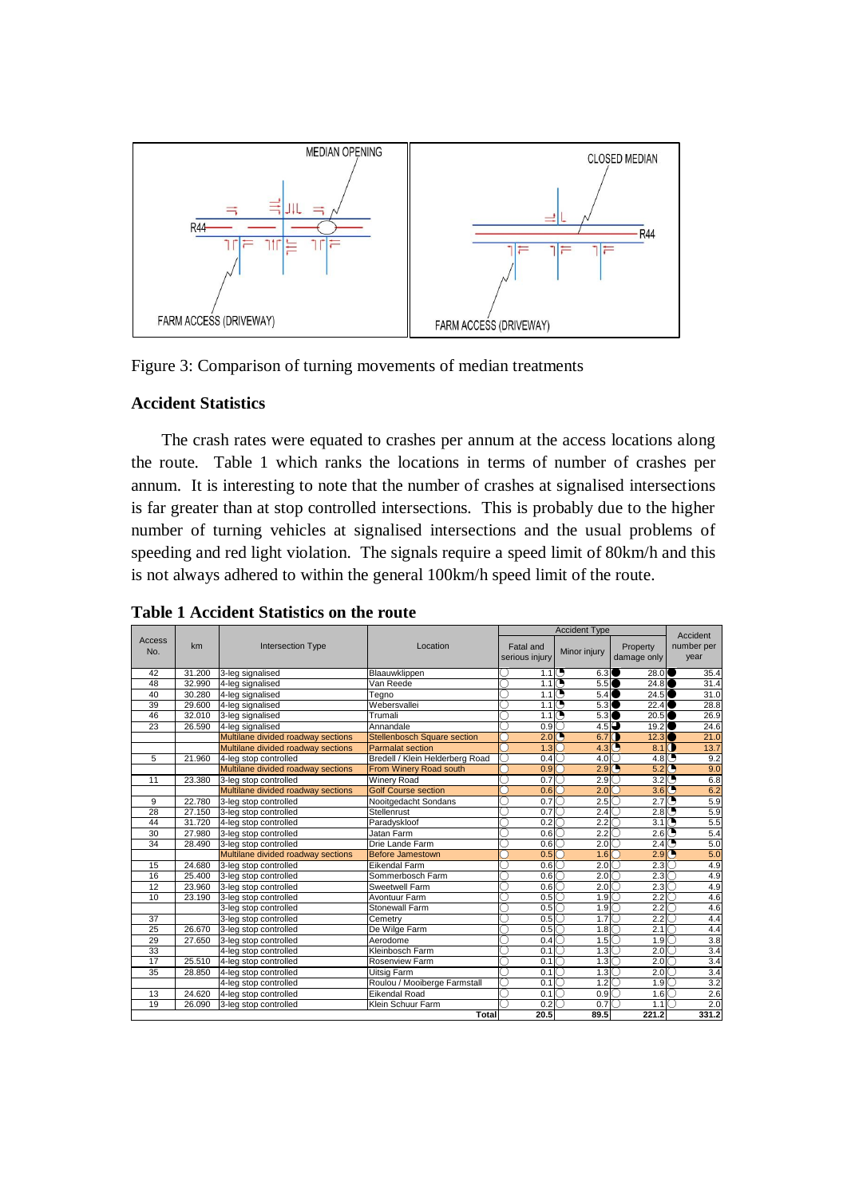MEDIAN OPENING

R44

FARM ACCESS (DRIVEWAY)

CLOSED MEDIAN

R44

FARM ACCESS (DRIVEWAY)

Figure 3: Comparison of turning movements of median treatments

## Accident Statistics

The crash rates were equated to crashes per annum at the access locations along the route. Table 1 which ranks the locations in terms of number of crashes per annum. It is interesting to note that the number of crashes at signalised intersections is far greater than at stop controlled intersections. This is probably due to the higher number of turning vehicles at signalised intersections and the usual problems of speeding and red light violation. The signals require a speed limit of 80km/h and this is not always adhered to within the general 100km/h speed limit of the route.

**Table 1 Accident Statistics on the route**

| Access No. | km | Intersection Type | Location | Accident Type | | | Accident number per year |
|---|---|---|---|---|---|---|---|
| | | | | Fatal and serious injury | Minor injury | Property damage only | |
| 42 | 31.200 | 3-leg signalised | Blaauwklippen | 1.1 | 6.3 | 28.0 | 35.4 |
| 48 | 32.990 | 4-leg signalised | Van Reede | 1.1 | 5.5 | 24.8 | 31.4 |
| 40 | 30.280 | 4-leg signalised | Tegno | 1.1 | 5.4 | 24.5 | 31.0 |
| 39 | 29.600 | 4-leg signalised | Webersvallei | 1.1 | 5.3 | 22.4 | 28.8 |
| 46 | 32.010 | 3-leg signalised | Trumali | 1.1 | 5.3 | 20.5 | 26.9 |
| 23 | 26.590 | 4-leg signalised | Annandale | 0.9 | 4.5 | 19.2 | 24.6 |
| | | Multilane divided roadway sections | Stellenbosch Square section | 2.0 | 6.7 | 12.3 | 21.0 |
| | | Multilane divided roadway sections | Parmalat section | 1.3 | 4.3 | 8.1 | 13.7 |
| 5 | 21.960 | 4-leg stop controlled | Bredell / Klein Helderberg Road | 0.4 | 4.0 | 4.8 | 9.2 |
| | | Multilane divided roadway sections | From Winery Road south | 0.9 | 2.9 | 5.2 | 9.0 |
| 11 | 23.380 | 3-leg stop controlled | Winery Road | 0.7 | 2.9 | 3.2 | 6.8 |
| | | Multilane divided roadway sections | Golf Course section | 0.6 | 2.0 | 3.6 | 6.2 |
| 9 | 22.780 | 3-leg stop controlled | Nooitgedacht Sondans | 0.7 | 2.5 | 2.7 | 5.9 |
| 28 | 27.150 | 3-leg stop controlled | Stellenrust | 0.7 | 2.4 | 2.8 | 5.9 |
| 44 | 31.720 | 4-leg stop controlled | Paradyskloof | 0.2 | 2.2 | 3.1 | 5.5 |
| 30 | 27.980 | 3-leg stop controlled | Jatan Farm | 0.6 | 2.2 | 2.6 | 5.4 |
| 34 | 28.490 | 3-leg stop controlled | Drie Lande Farm | 0.6 | 2.0 | 2.4 | 5.0 |
| | | Multilane divided roadway sections | Before Jamestown | 0.5 | 1.6 | 2.9 | 5.0 |
| 15 | 24.680 | 3-leg stop controlled | Eikendal Farm | 0.6 | 2.0 | 2.3 | 4.9 |
| 16 | 25.400 | 3-leg stop controlled | Sommerbosch Farm | 0.6 | 2.0 | 2.3 | 4.9 |
| 12 | 23.960 | 3-leg stop controlled | Sweetwell Farm | 0.6 | 2.0 | 2.3 | 4.9 |
| 10 | 23.190 | 3-leg stop controlled | Avontuur Farm | 0.5 | 1.9 | 2.2 | 4.6 |
| | | 3-leg stop controlled | Stonewall Farm | 0.5 | 1.9 | 2.2 | 4.6 |
| 37 | | 3-leg stop controlled | Cemetry | 0.5 | 1.7 | 2.2 | 4.4 |
| 25 | 26.670 | 3-leg stop controlled | De Wilge Farm | 0.5 | 1.8 | 2.1 | 4.4 |
| 29 | 27.650 | 3-leg stop controlled | Aerodome | 0.4 | 1.5 | 1.9 | 3.8 |
| 33 | | 4-leg stop controlled | Kleinbosch Farm | 0.1 | 1.3 | 2.0 | 3.4 |
| 17 | 25.510 | 4-leg stop controlled | Rosenview Farm | 0.1 | 1.3 | 2.0 | 3.4 |
| 35 | 28.850 | 4-leg stop controlled | Uitsig Farm | 0.1 | 1.3 | 2.0 | 3.4 |
| | | 4-leg stop controlled | Roulou / Mooiberge Farmstall | 0.1 | 1.2 | 1.9 | 3.2 |
| 13 | 24.620 | 4-leg stop controlled | Eikendal Road | 0.1 | 0.9 | 1.6 | 2.6 |
| 19 | 26.090 | 3-leg stop controlled | Klein Schuur Farm | 0.2 | 0.7 | 1.1 | 2.0 |
| | | | **Total** | **20.5** | **89.5** | **221.2** | **331.2** |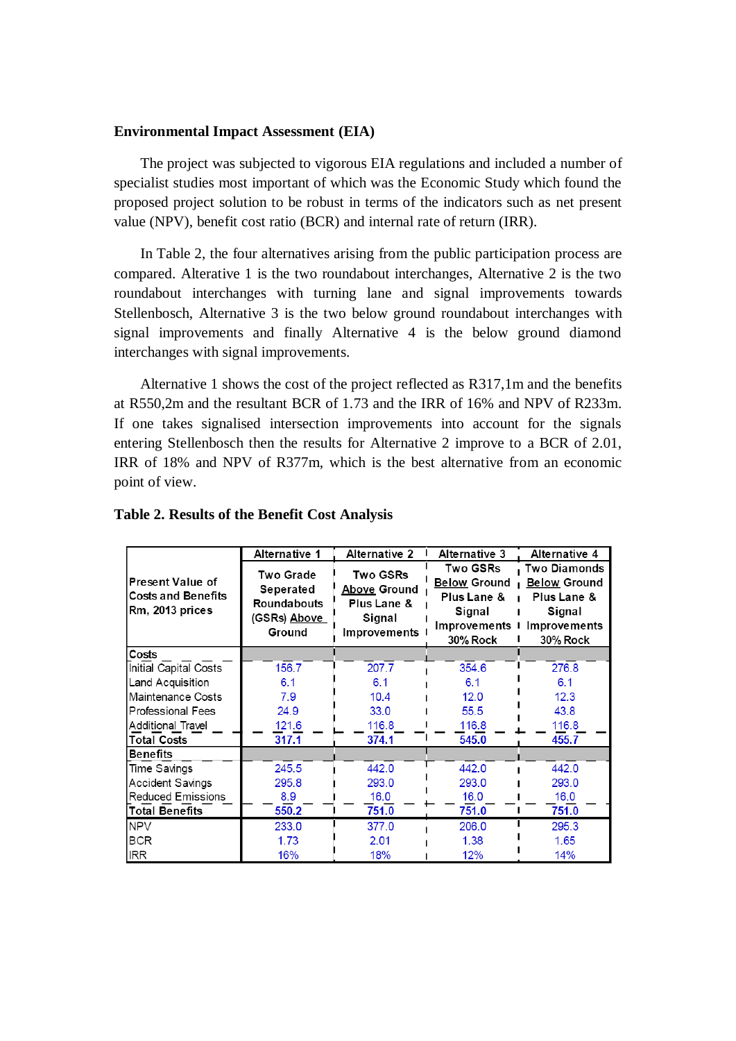**Environmental Impact Assessment (EIA)**

The project was subjected to vigorous EIA regulations and included a number of specialist studies most important of which was the Economic Study which found the proposed project solution to be robust in terms of the indicators such as net present value (NPV), benefit cost ratio (BCR) and internal rate of return (IRR).

In Table 2, the four alternatives arising from the public participation process are compared. Alterative 1 is the two roundabout interchanges, Alternative 2 is the two roundabout interchanges with turning lane and signal improvements towards Stellenbosch, Alternative 3 is the two below ground roundabout interchanges with signal improvements and finally Alternative 4 is the below ground diamond interchanges with signal improvements.

Alternative 1 shows the cost of the project reflected as R317,1m and the benefits at R550,2m and the resultant BCR of 1.73 and the IRR of 16% and NPV of R233m. If one takes signalised intersection improvements into account for the signals entering Stellenbosch then the results for Alternative 2 improve to a BCR of 2.01, IRR of 18% and NPV of R377m, which is the best alternative from an economic point of view.

**Table 2. Results of the Benefit Cost Analysis**

| Present Value of Costs and Benefits Rm, 2013 prices | Alternative 1 Two Grade Seperated Roundabouts (GSRs) Above Ground | Alternative 2 Two GSRs Above Ground Plus Lane & Signal Improvements | Alternative 3 Two GSRs Below Ground Plus Lane & Signal Improvements 30% Rock | Alternative 4 Two Diamonds Below Ground Plus Lane & Signal Improvements 30% Rock |
|---|---|---|---|---|
| **Costs** | | | | |
| Initial Capital Costs | 156.7 | 207.7 | 354.6 | 276.8 |
| Land Acquisition | 6.1 | 6.1 | 6.1 | 6.1 |
| Maintenance Costs | 7.9 | 10.4 | 12.0 | 12.3 |
| Professional Fees | 24.9 | 33.0 | 55.5 | 43.8 |
| Additional Travel | 121.6 | 116.8 | 116.8 | 116.8 |
| **Total Costs** | **317.1** | **374.1** | **545.0** | **455.7** |
| **Benefits** | | | | |
| Time Savings | 245.5 | 442.0 | 442.0 | 442.0 |
| Accident Savings | 295.8 | 293.0 | 293.0 | 293.0 |
| Reduced Emissions | 8.9 | 16.0 | 16.0 | 16.0 |
| **Total Benefits** | **550.2** | **751.0** | **751.0** | **751.0** |
| NPV | 233.0 | 377.0 | 206.0 | 295.3 |
| BCR | 1.73 | 2.01 | 1.38 | 1.65 |
| IRR | 16% | 18% | 12% | 14% |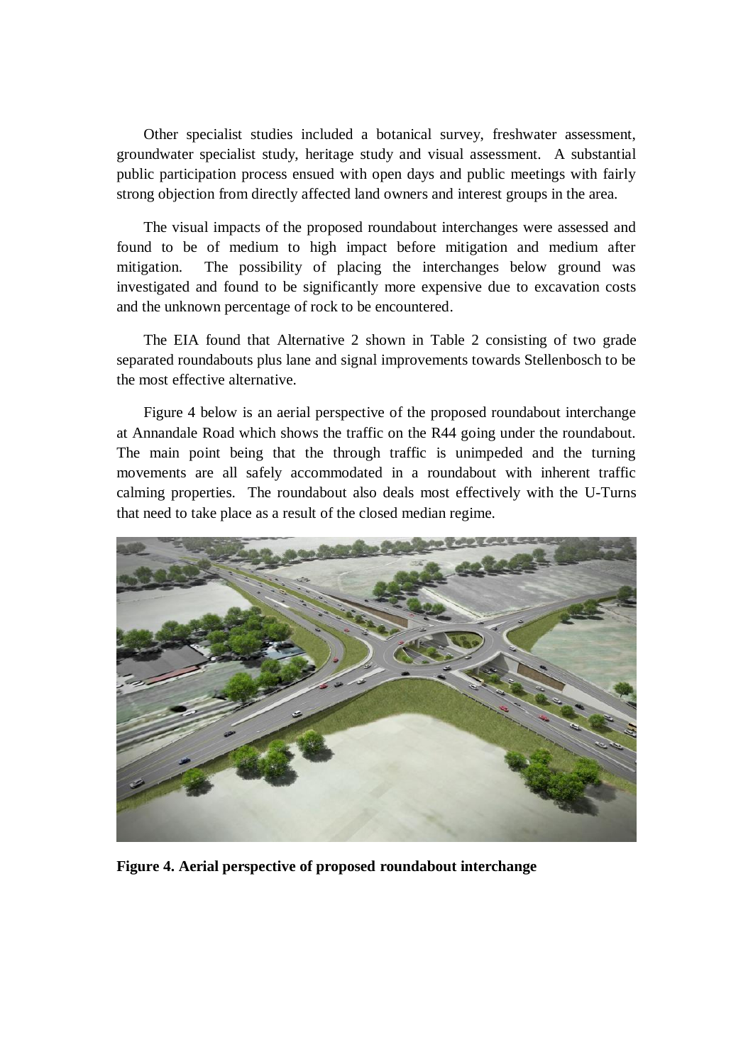Other specialist studies included a botanical survey, freshwater assessment, groundwater specialist study, heritage study and visual assessment. A substantial public participation process ensued with open days and public meetings with fairly strong objection from directly affected land owners and interest groups in the area.

The visual impacts of the proposed roundabout interchanges were assessed and found to be of medium to high impact before mitigation and medium after mitigation. The possibility of placing the interchanges below ground was investigated and found to be significantly more expensive due to excavation costs and the unknown percentage of rock to be encountered.

The EIA found that Alternative 2 shown in Table 2 consisting of two grade separated roundabouts plus lane and signal improvements towards Stellenbosch to be the most effective alternative.

Figure 4 below is an aerial perspective of the proposed roundabout interchange at Annandale Road which shows the traffic on the R44 going under the roundabout. The main point being that the through traffic is unimpeded and the turning movements are all safely accommodated in a roundabout with inherent traffic calming properties. The roundabout also deals most effectively with the U-Turns that need to take place as a result of the closed median regime.

**Figure 4. Aerial perspective of proposed roundabout interchange**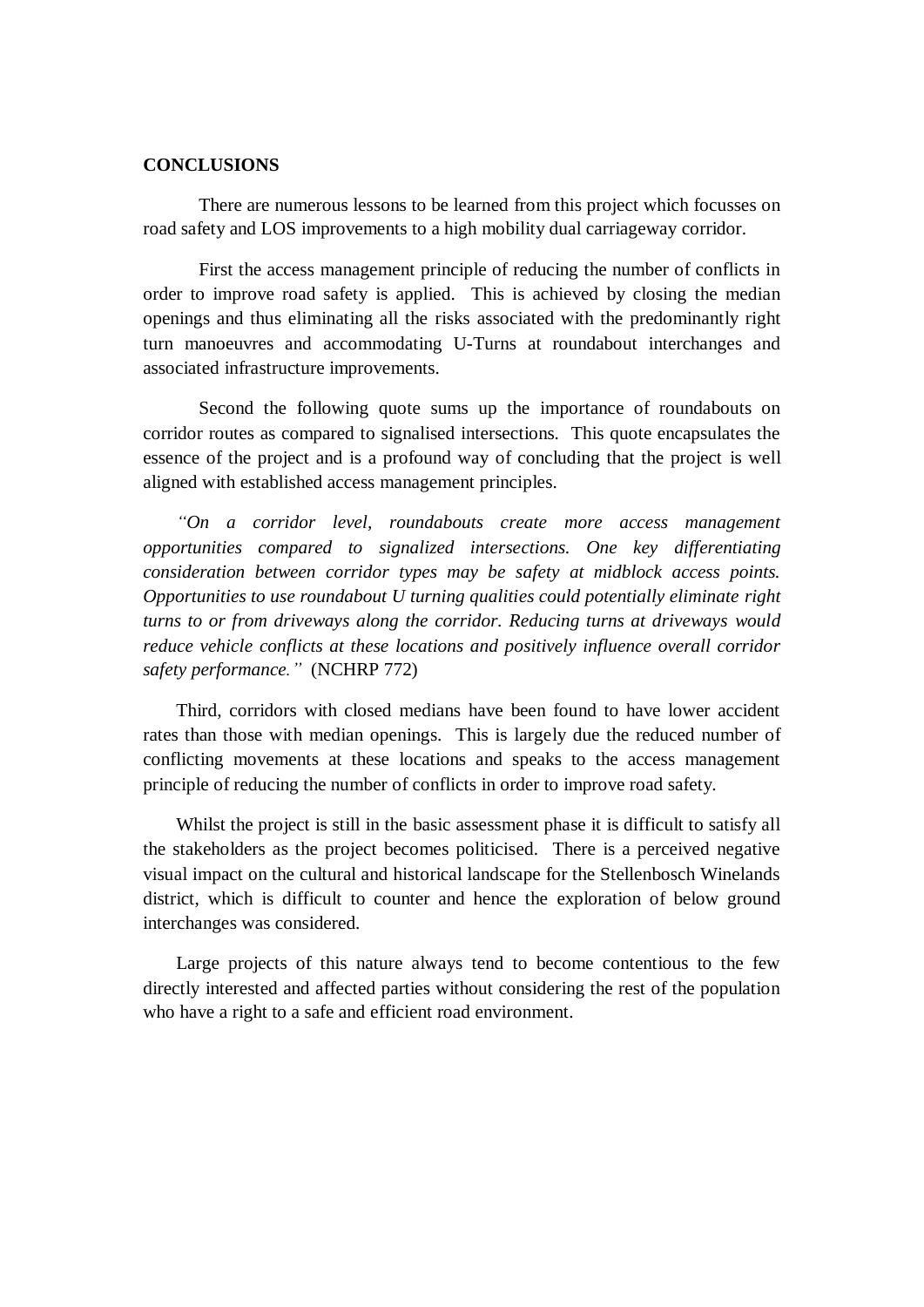## CONCLUSIONS

There are numerous lessons to be learned from this project which focusses on road safety and LOS improvements to a high mobility dual carriageway corridor.

First the access management principle of reducing the number of conflicts in order to improve road safety is applied. This is achieved by closing the median openings and thus eliminating all the risks associated with the predominantly right turn manoeuvres and accommodating U-Turns at roundabout interchanges and associated infrastructure improvements.

Second the following quote sums up the importance of roundabouts on corridor routes as compared to signalised intersections. This quote encapsulates the essence of the project and is a profound way of concluding that the project is well aligned with established access management principles.

*"On a corridor level, roundabouts create more access management opportunities compared to signalized intersections. One key differentiating consideration between corridor types may be safety at midblock access points. Opportunities to use roundabout U turning qualities could potentially eliminate right turns to or from driveways along the corridor. Reducing turns at driveways would reduce vehicle conflicts at these locations and positively influence overall corridor safety performance."* (NCHRP 772)

Third, corridors with closed medians have been found to have lower accident rates than those with median openings. This is largely due the reduced number of conflicting movements at these locations and speaks to the access management principle of reducing the number of conflicts in order to improve road safety.

Whilst the project is still in the basic assessment phase it is difficult to satisfy all the stakeholders as the project becomes politicised. There is a perceived negative visual impact on the cultural and historical landscape for the Stellenbosch Winelands district, which is difficult to counter and hence the exploration of below ground interchanges was considered.

Large projects of this nature always tend to become contentious to the few directly interested and affected parties without considering the rest of the population who have a right to a safe and efficient road environment.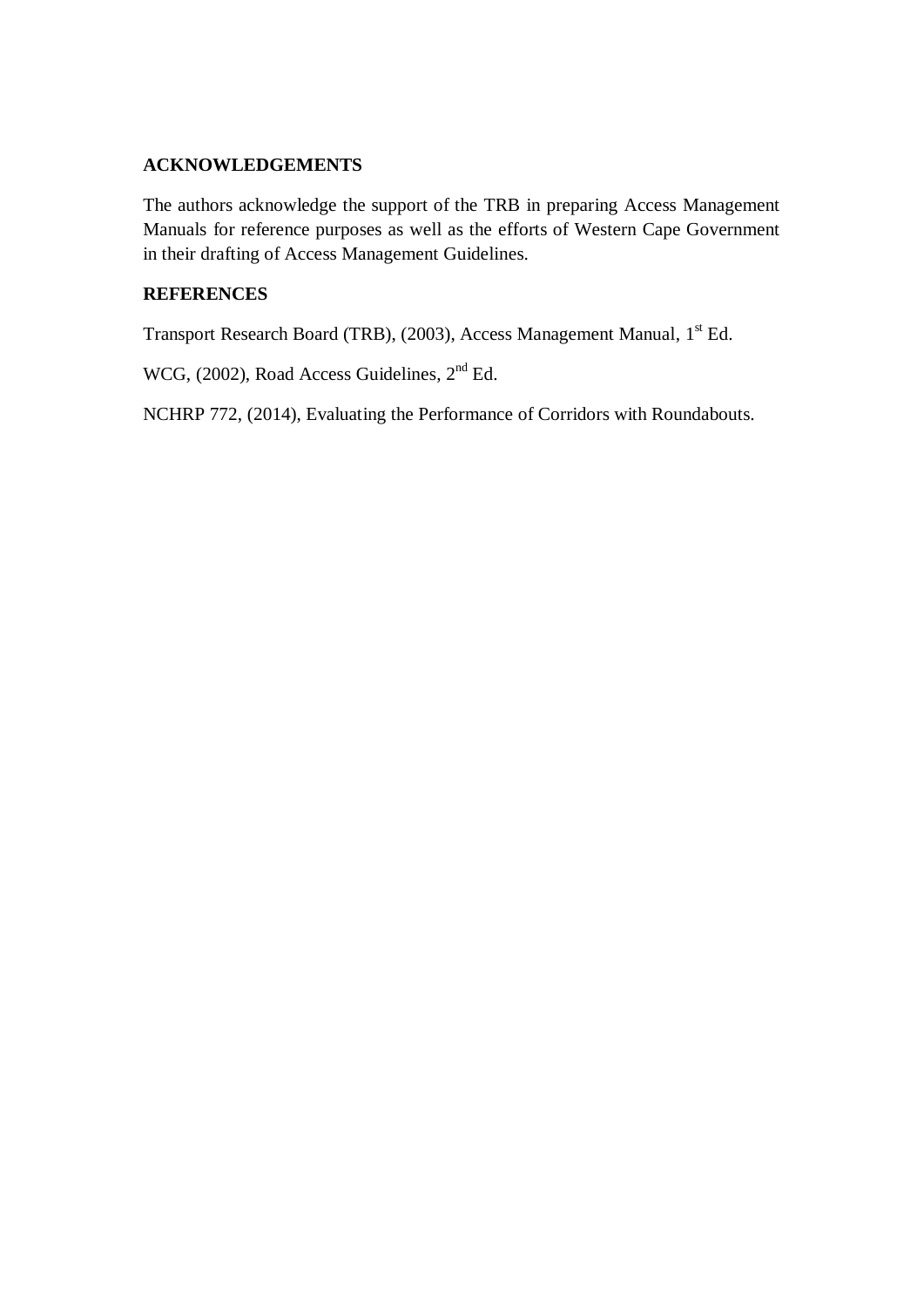## ACKNOWLEDGEMENTS

The authors acknowledge the support of the TRB in preparing Access Management Manuals for reference purposes as well as the efforts of Western Cape Government in their drafting of Access Management Guidelines.

## REFERENCES

Transport Research Board (TRB), (2003), Access Management Manual, 1st Ed.

WCG, (2002), Road Access Guidelines, 2nd Ed.

NCHRP 772, (2014), Evaluating the Performance of Corridors with Roundabouts.